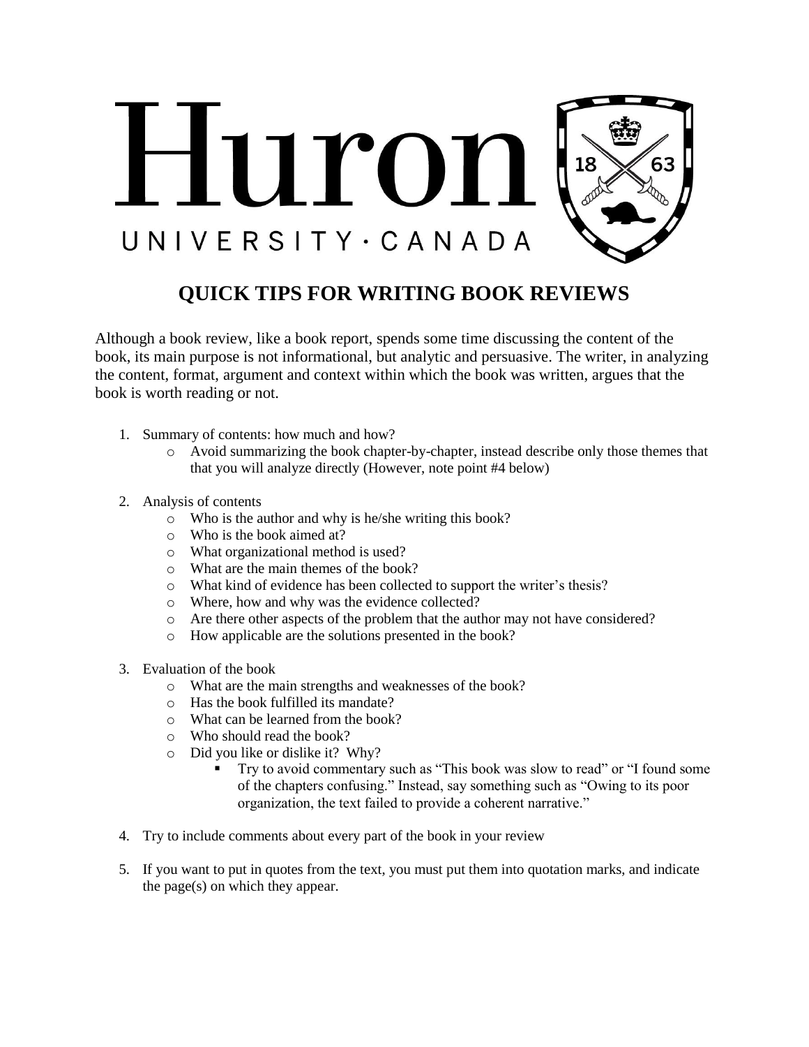# QUICK TIPS FOR WRITING BOOK REVIEWS

Although a book review, like a book report, spends some time discussing the content of the book, its main purpose is not informational, but analytic and persuasive. The writer, in analyzing the content, format, argument and context within which the book was written, argues that the book is worth reading or not.

1. Summary of contents: how much and how?
   - Avoid summarizing the book chapter-by-chapter, instead describe only those themes that that you will analyze directly (However, note point #4 below)

2. Analysis of contents
   - Who is the author and why is he/she writing this book?
   - Who is the book aimed at?
   - What organizational method is used?
   - What are the main themes of the book?
   - What kind of evidence has been collected to support the writer's thesis?
   - Where, how and why was the evidence collected?
   - Are there other aspects of the problem that the author may not have considered?
   - How applicable are the solutions presented in the book?

3. Evaluation of the book
   - What are the main strengths and weaknesses of the book?
   - Has the book fulfilled its mandate?
   - What can be learned from the book?
   - Who should read the book?
   - Did you like or dislike it? Why?
     - Try to avoid commentary such as "This book was slow to read" or "I found some of the chapters confusing." Instead, say something such as "Owing to its poor organization, the text failed to provide a coherent narrative."

4. Try to include comments about every part of the book in your review

5. If you want to put in quotes from the text, you must put them into quotation marks, and indicate the page(s) on which they appear.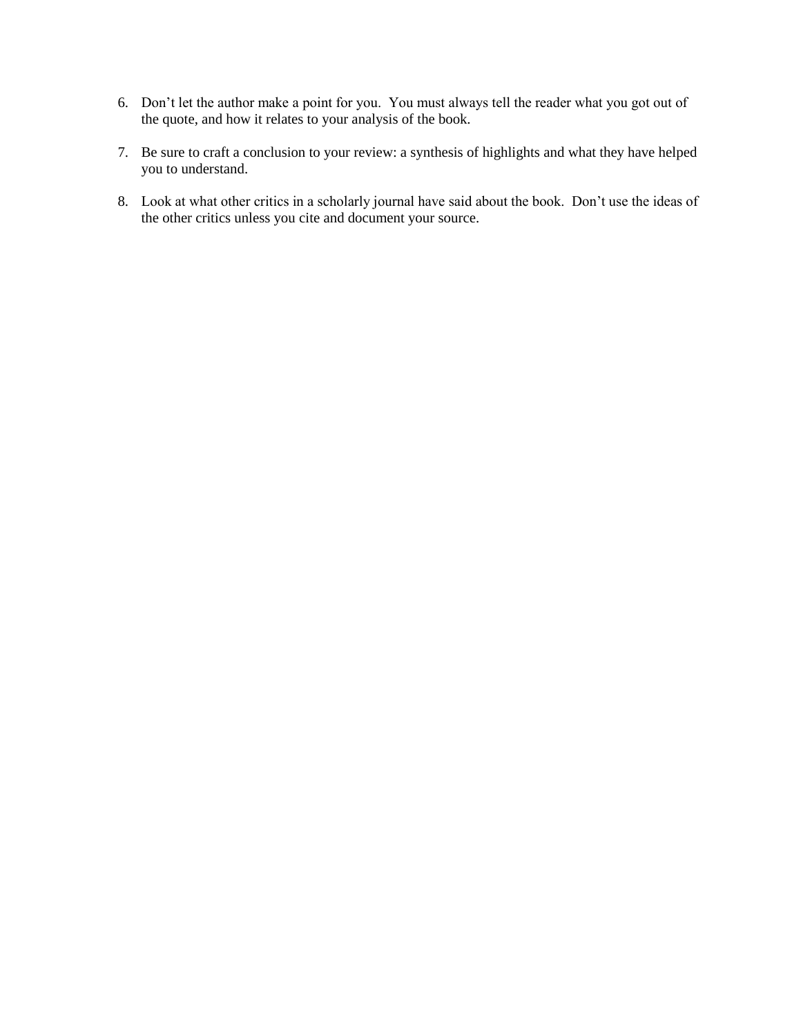6. Don't let the author make a point for you. You must always tell the reader what you got out of the quote, and how it relates to your analysis of the book.

7. Be sure to craft a conclusion to your review: a synthesis of highlights and what they have helped you to understand.

8. Look at what other critics in a scholarly journal have said about the book. Don't use the ideas of the other critics unless you cite and document your source.